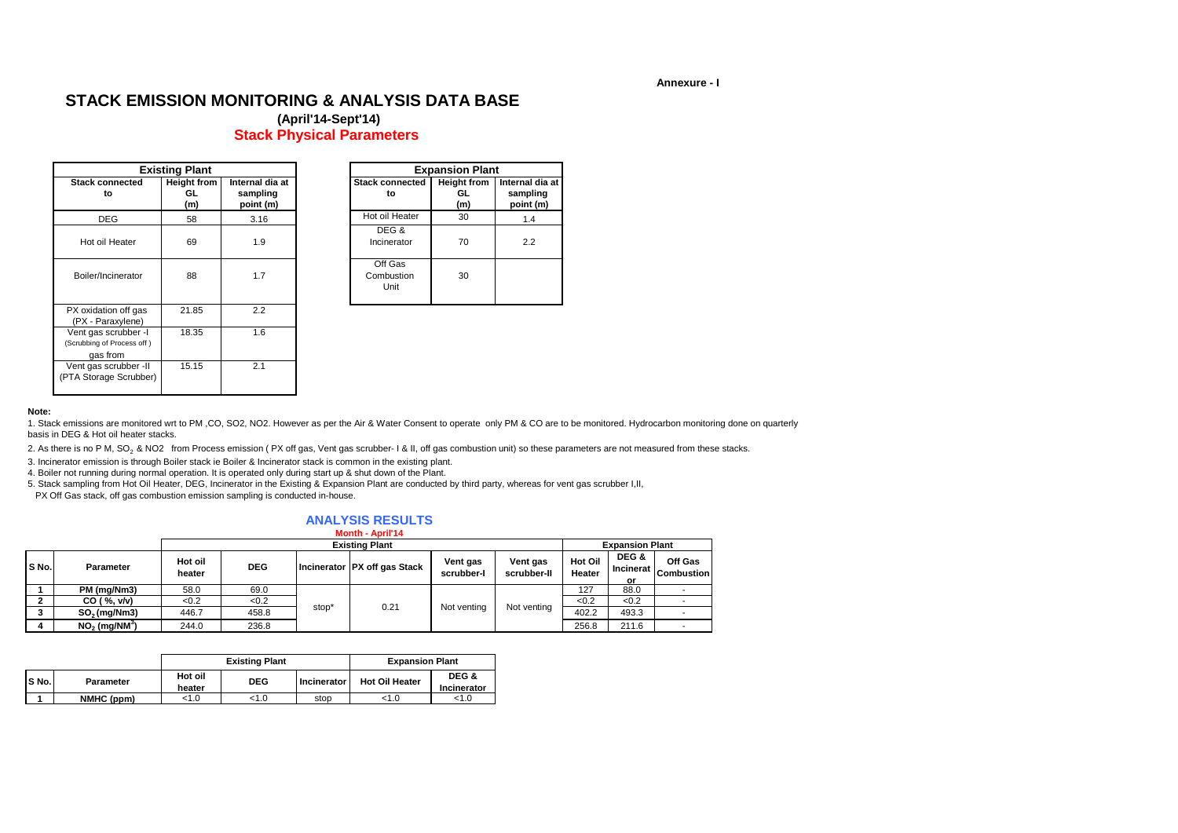Annexure - I

# STACK EMISSION MONITORING & ANALYSIS DATA BASE

**(April'14-Sept'14)**

## Stack Physical Parameters

| Existing Plant | | |
|---|---|---|
| **Stack connected to** | **Height from GL (m)** | **Internal dia at sampling point (m)** |
| DEG | 58 | 3.16 |
| Hot oil Heater | 69 | 1.9 |
| Boiler/Incinerator | 88 | 1.7 |
| PX oxidation off gas (PX - Paraxylene) | 21.85 | 2.2 |
| Vent gas scrubber -I (Scrubbing of Process off ) gas from | 18.35 | 1.6 |
| Vent gas scrubber -II (PTA Storage Scrubber) | 15.15 | 2.1 |

| Expansion Plant | | |
|---|---|---|
| **Stack connected to** | **Height from GL (m)** | **Internal dia at sampling point (m)** |
| Hot oil Heater | 30 | 1.4 |
| DEG & Incinerator | 70 | 2.2 |
| Off Gas Combustion Unit | 30 | |

**Note:**

1. Stack emissions are monitored wrt to PM ,CO, SO2, NO2. However as per the Air & Water Consent to operate only PM & CO are to be monitored. Hydrocarbon monitoring done on quarterly basis in DEG & Hot oil heater stacks.
2. As there is no P M, $SO_2$ & NO2 from Process emission ( PX off gas, Vent gas scrubber- I & II, off gas combustion unit) so these parameters are not measured from these stacks.
3. Incinerator emission is through Boiler stack ie Boiler & Incinerator stack is common in the existing plant.
4. Boiler not running during normal operation. It is operated only during start up & shut down of the Plant.
5. Stack sampling from Hot Oil Heater, DEG, Incinerator in the Existing & Expansion Plant are conducted by third party, whereas for vent gas scrubber I,II, PX Off Gas stack, off gas combustion emission sampling is conducted in-house.

## ANALYSIS RESULTS

**Month - April'14**

| | | Existing Plant | | | | | | Expansion Plant | | |
|---|---|---|---|---|---|---|---|---|---|---|
| **S No.** | **Parameter** | **Hot oil heater** | **DEG** | **Incinerator** | **PX off gas Stack** | **Vent gas scrubber-I** | **Vent gas scrubber-II** | **Hot Oil Heater** | **DEG & Incinerator** | **Off Gas Combustion** |
| **1** | **PM (mg/Nm3)** | 58.0 | 69.0 | stop* | 0.21 | Not venting | Not venting | 127 | 88.0 | - |
| **2** | **CO ( %, v/v)** | <0.2 | <0.2 | | | | | <0.2 | <0.2 | - |
| **3** | **$SO_2$ (mg/Nm3)** | 446.7 | 458.8 | | | | | 402.2 | 493.3 | - |
| **4** | **$NO_2$ (mg/NM$^3$)** | 244.0 | 236.8 | | | | | 256.8 | 211.6 | - |

| | | Existing Plant | | | Expansion Plant | |
|---|---|---|---|---|---|---|
| **S No.** | **Parameter** | **Hot oil heater** | **DEG** | **Incinerator** | **Hot Oil Heater** | **DEG & Incinerator** |
| **1** | **NMHC (ppm)** | <1.0 | <1.0 | stop | <1.0 | <1.0 |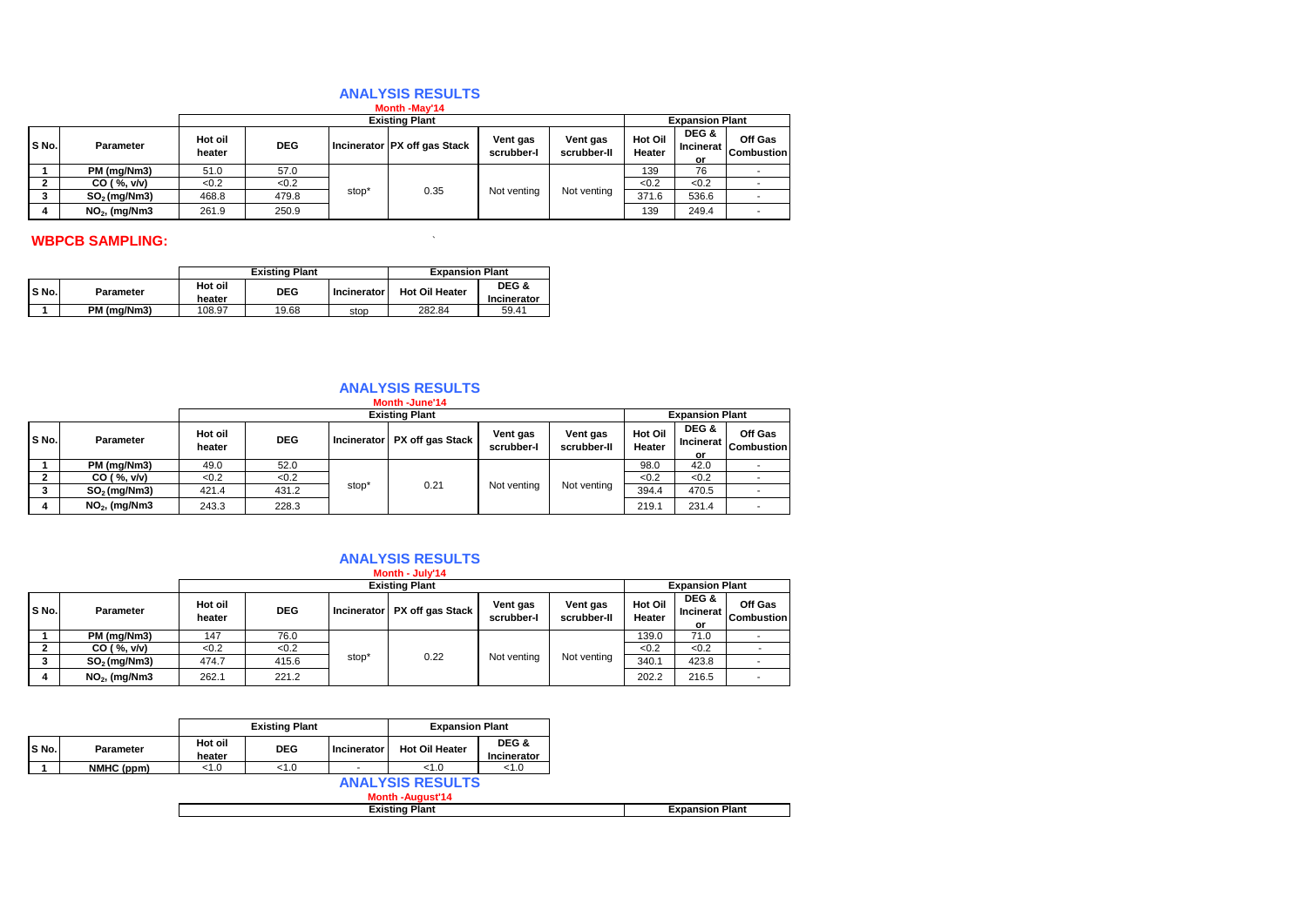## ANALYSIS RESULTS

**Month -May'14**

| S No. | Parameter | Existing Plant | | | | | | Expansion Plant | | |
|---|---|---|---|---|---|---|---|---|---|---|
| | | Hot oil heater | DEG | Incinerator | PX off gas Stack | Vent gas scrubber-I | Vent gas scrubber-II | Hot Oil Heater | DEG & Incinerator | Off Gas Combustion |
| 1 | PM (mg/Nm3) | 51.0 | 57.0 | stop* | 0.35 | Not venting | Not venting | 139 | 76 | - |
| 2 | CO ( %, v/v) | <0.2 | <0.2 | | | | | <0.2 | <0.2 | - |
| 3 | $SO_2$ (mg/Nm3) | 468.8 | 479.8 | | | | | 371.6 | 536.6 | - |
| 4 | $NO_2$, (mg/Nm3 | 261.9 | 250.9 | | | | | 139 | 249.4 | - |

## WBPCB SAMPLING:

| S No. | Parameter | Existing Plant | | | Expansion Plant | |
|---|---|---|---|---|---|---|
| | | Hot oil heater | DEG | Incinerator | Hot Oil Heater | DEG & Incinerator |
| 1 | PM (mg/Nm3) | 108.97 | 19.68 | stop | 282.84 | 59.41 |

## ANALYSIS RESULTS

**Month -June'14**

| S No. | Parameter | Existing Plant | | | | | | Expansion Plant | | |
|---|---|---|---|---|---|---|---|---|---|---|
| | | Hot oil heater | DEG | Incinerator | PX off gas Stack | Vent gas scrubber-I | Vent gas scrubber-II | Hot Oil Heater | DEG & Incinerator | Off Gas Combustion |
| 1 | PM (mg/Nm3) | 49.0 | 52.0 | stop* | 0.21 | Not venting | Not venting | 98.0 | 42.0 | - |
| 2 | CO ( %, v/v) | <0.2 | <0.2 | | | | | <0.2 | <0.2 | - |
| 3 | $SO_2$ (mg/Nm3) | 421.4 | 431.2 | | | | | 394.4 | 470.5 | - |
| 4 | $NO_2$, (mg/Nm3 | 243.3 | 228.3 | | | | | 219.1 | 231.4 | - |

## ANALYSIS RESULTS

**Month - July'14**

| S No. | Parameter | Existing Plant | | | | | | Expansion Plant | | |
|---|---|---|---|---|---|---|---|---|---|---|
| | | Hot oil heater | DEG | Incinerator | PX off gas Stack | Vent gas scrubber-I | Vent gas scrubber-II | Hot Oil Heater | DEG & Incinerator | Off Gas Combustion |
| 1 | PM (mg/Nm3) | 147 | 76.0 | stop* | 0.22 | Not venting | Not venting | 139.0 | 71.0 | - |
| 2 | CO ( %, v/v) | <0.2 | <0.2 | | | | | <0.2 | <0.2 | - |
| 3 | $SO_2$ (mg/Nm3) | 474.7 | 415.6 | | | | | 340.1 | 423.8 | - |
| 4 | $NO_2$, (mg/Nm3 | 262.1 | 221.2 | | | | | 202.2 | 216.5 | - |

| S No. | Parameter | Existing Plant | | | Expansion Plant | |
|---|---|---|---|---|---|---|
| | | Hot oil heater | DEG | Incinerator | Hot Oil Heater | DEG & Incinerator |
| 1 | NMHC (ppm) | <1.0 | <1.0 | - | <1.0 | <1.0 |

## ANALYSIS RESULTS

**Month -August'14**

| Existing Plant | Expansion Plant |
|---|---|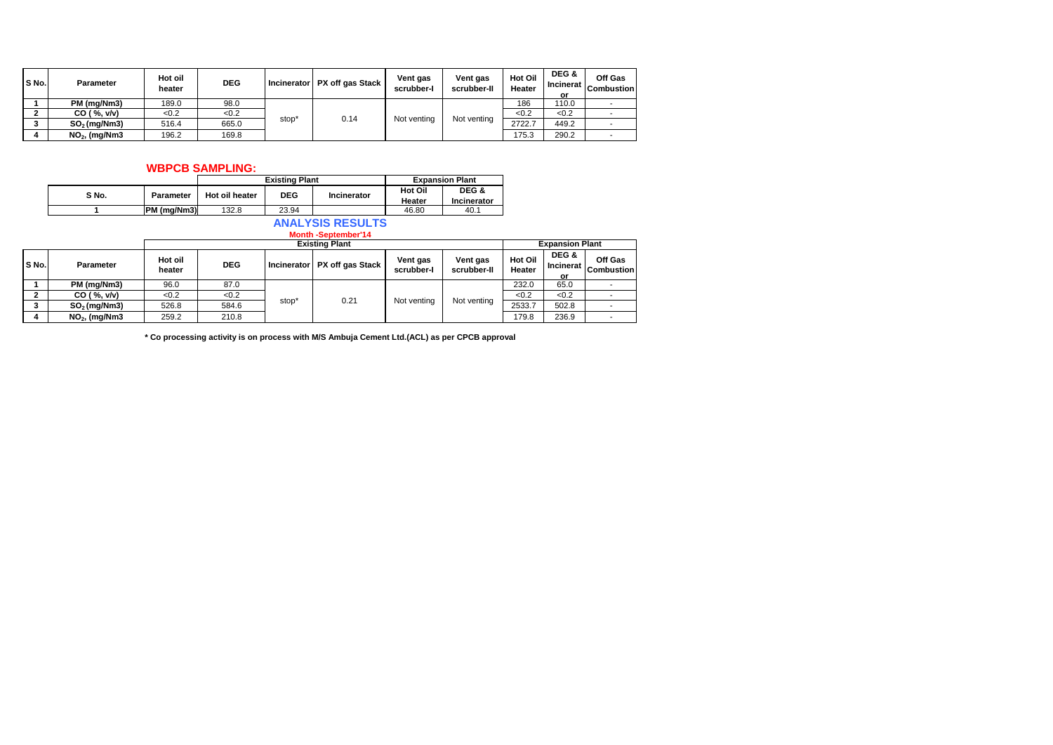| S No. | Parameter | Hot oil heater | DEG | Incinerator | PX off gas Stack | Vent gas scrubber-I | Vent gas scrubber-II | Hot Oil Heater | DEG & Incinerator | Off Gas Combustion |
|---|---|---|---|---|---|---|---|---|---|---|
| 1 | PM (mg/Nm3) | 189.0 | 98.0 | stop* | 0.14 | Not venting | Not venting | 186 | 110.0 | - |
| 2 | CO ( %, v/v) | <0.2 | <0.2 | | | | | <0.2 | <0.2 | - |
| 3 | $SO_2$ (mg/Nm3) | 516.4 | 665.0 | | | | | 2722.7 | 449.2 | - |
| 4 | $NO_2$, (mg/Nm3 | 196.2 | 169.8 | | | | | 175.3 | 290.2 | - |

## WBPCB SAMPLING:

| | | Existing Plant | | | Expansion Plant | |
|---|---|---|---|---|---|---|
| S No. | Parameter | Hot oil heater | DEG | Incinerator | Hot Oil Heater | DEG & Incinerator |
| 1 | PM (mg/Nm3) | 132.8 | 23.94 | | 46.80 | 40.1 |

## ANALYSIS RESULTS

**Month -September'14**

| | | Existing Plant | | | | | | Expansion Plant | | |
|---|---|---|---|---|---|---|---|---|---|---|
| S No. | Parameter | Hot oil heater | DEG | Incinerator | PX off gas Stack | Vent gas scrubber-I | Vent gas scrubber-II | Hot Oil Heater | DEG & Incinerator | Off Gas Combustion |
| 1 | PM (mg/Nm3) | 96.0 | 87.0 | stop* | 0.21 | Not venting | Not venting | 232.0 | 65.0 | - |
| 2 | CO ( %, v/v) | <0.2 | <0.2 | | | | | <0.2 | <0.2 | - |
| 3 | $SO_2$ (mg/Nm3) | 526.8 | 584.6 | | | | | 2533.7 | 502.8 | - |
| 4 | $NO_2$, (mg/Nm3 | 259.2 | 210.8 | | | | | 179.8 | 236.9 | - |

**\* Co processing activity is on process with M/S Ambuja Cement Ltd.(ACL) as per CPCB approval**